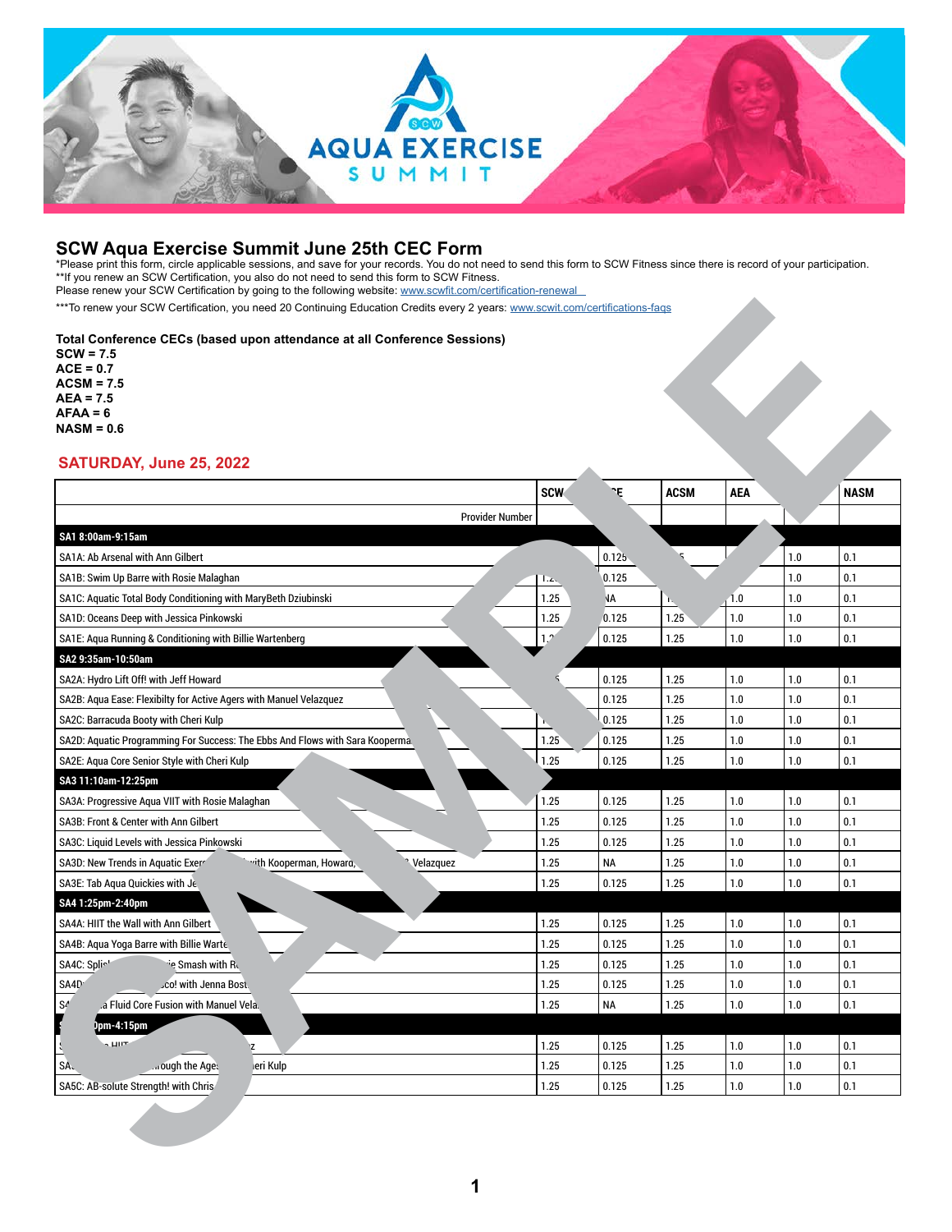# SCW Aqua Exercise Summit June 25th CEC Form

*Please print this form, circle applicable sessions, and save for your records. You do not need to send this form to SCW Fitness since there is record of your participation.
**If you renew an SCW Certification, you also do not need to send this form to SCW Fitness.
Please renew your SCW Certification by going to the following website: www.scwfit.com/certification-renewal

***To renew your SCW Certification, you need 20 Continuing Education Credits every 2 years: www.scwit.com/certifications-faqs

**Total Conference CECs (based upon attendance at all Conference Sessions)**
**SCW = 7.5**
**ACE = 0.7**
**ACSM = 7.5**
**AEA = 7.5**
**AFAA = 6**
**NASM = 0.6**

## SATURDAY, June 25, 2022

| | SCW | ACE | ACSM | AEA | AFAA | NASM |
|---|---|---|---|---|---|---|
| Provider Number | | | | | | |
| **SA1 8:00am-9:15am** | | | | | | |
| SA1A: Ab Arsenal with Ann Gilbert | | 0.125 | | | 1.0 | 0.1 |
| SA1B: Swim Up Barre with Rosie Malaghan | 1.25 | 0.125 | | | 1.0 | 0.1 |
| SA1C: Aquatic Total Body Conditioning with MaryBeth Dziubinski | 1.25 | NA | | 1.0 | 1.0 | 0.1 |
| SA1D: Oceans Deep with Jessica Pinkowski | 1.25 | 0.125 | 1.25 | 1.0 | 1.0 | 0.1 |
| SA1E: Aqua Running & Conditioning with Billie Wartenberg | | 0.125 | 1.25 | 1.0 | 1.0 | 0.1 |
| **SA2 9:35am-10:50am** | | | | | | |
| SA2A: Hydro Lift Off! with Jeff Howard | | 0.125 | 1.25 | 1.0 | 1.0 | 0.1 |
| SA2B: Aqua Ease: Flexibilty for Active Agers with Manuel Velazquez | | 0.125 | 1.25 | 1.0 | 1.0 | 0.1 |
| SA2C: Barracuda Booty with Cheri Kulp | | 0.125 | 1.25 | 1.0 | 1.0 | 0.1 |
| SA2D: Aquatic Programming For Success: The Ebbs And Flows with Sara Kooperman | 1.25 | 0.125 | 1.25 | 1.0 | 1.0 | 0.1 |
| SA2E: Aqua Core Senior Style with Cheri Kulp | 1.25 | 0.125 | 1.25 | 1.0 | 1.0 | 0.1 |
| **SA3 11:10am-12:25pm** | | | | | | |
| SA3A: Progressive Aqua VIIT with Rosie Malaghan | 1.25 | 0.125 | 1.25 | 1.0 | 1.0 | 0.1 |
| SA3B: Front & Center with Ann Gilbert | 1.25 | 0.125 | 1.25 | 1.0 | 1.0 | 0.1 |
| SA3C: Liquid Levels with Jessica Pinkowski | 1.25 | 0.125 | 1.25 | 1.0 | 1.0 | 0.1 |
| SA3D: New Trends in Aquatic Exer... with Kooperman, Howard, ... Velazquez | 1.25 | NA | 1.25 | 1.0 | 1.0 | 0.1 |
| SA3E: Tab Aqua Quickies with Je... | 1.25 | 0.125 | 1.25 | 1.0 | 1.0 | 0.1 |
| **SA4 1:25pm-2:40pm** | | | | | | |
| SA4A: HIIT the Wall with Ann Gilbert | 1.25 | 0.125 | 1.25 | 1.0 | 1.0 | 0.1 |
| SA4B: Aqua Yoga Barre with Billie Warte... | 1.25 | 0.125 | 1.25 | 1.0 | 1.0 | 0.1 |
| SA4C: Splis... ...ie Smash with R... | 1.25 | 0.125 | 1.25 | 1.0 | 1.0 | 0.1 |
| SA4D: ...sco! with Jenna Bost... | 1.25 | 0.125 | 1.25 | 1.0 | 1.0 | 0.1 |
| SA... ...a Fluid Core Fusion with Manuel Vela... | 1.25 | NA | 1.25 | 1.0 | 1.0 | 0.1 |
| **S... ...0pm-4:15pm** | | | | | | |
| S... HIIT... ...z | 1.25 | 0.125 | 1.25 | 1.0 | 1.0 | 0.1 |
| SA... ...rough the Ages... ...eri Kulp | 1.25 | 0.125 | 1.25 | 1.0 | 1.0 | 0.1 |
| SA5C: AB-solute Strength! with Chris... | 1.25 | 0.125 | 1.25 | 1.0 | 1.0 | 0.1 |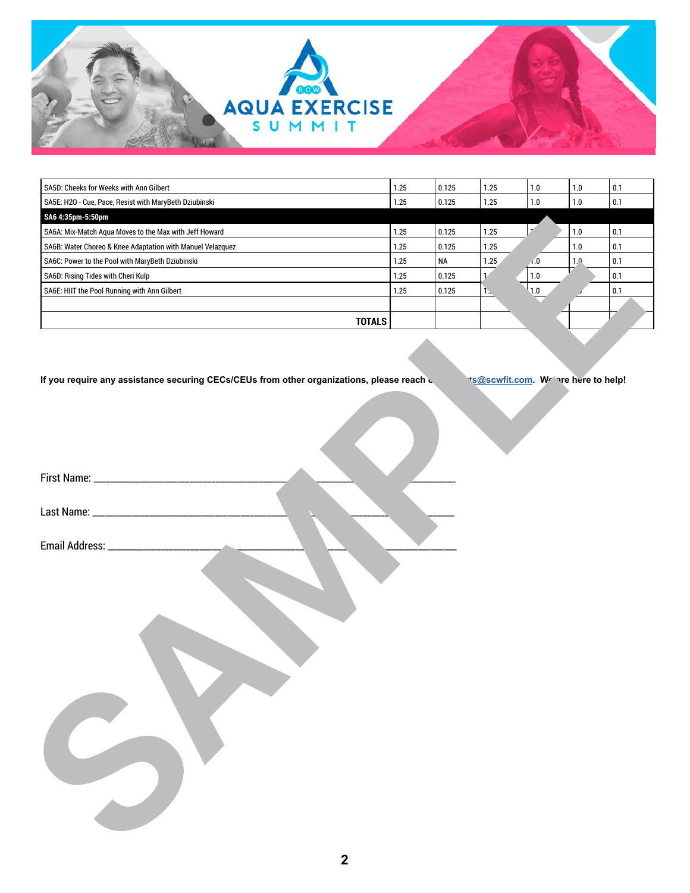# AQUA EXERCISE SUMMIT

| | | | | | | |
|---|---|---|---|---|---|---|
| SA5D: Cheeks for Weeks with Ann Gilbert | 1.25 | 0.125 | 1.25 | 1.0 | 1.0 | 0.1 |
| SA5E: H2O - Cue, Pace, Resist with MaryBeth Dziubinski | 1.25 | 0.125 | 1.25 | 1.0 | 1.0 | 0.1 |
| **SA6 4:35pm-5:50pm** | | | | | | |
| SA6A: Mix-Match Aqua Moves to the Max with Jeff Howard | 1.25 | 0.125 | 1.25 | 1 | 1.0 | 0.1 |
| SA6B: Water Choreo & Knee Adaptation with Manuel Velazquez | 1.25 | 0.125 | 1.25 | | 1.0 | 0.1 |
| SA6C: Power to the Pool with MaryBeth Dziubinski | 1.25 | NA | 1.25 | 1.0 | 1.0 | 0.1 |
| SA6D: Rising Tides with Cheri Kulp | 1.25 | 0.125 | 1 | 1.0 | | 0.1 |
| SA6E: HIIT the Pool Running with Ann Gilbert | 1.25 | 0.125 | 1. | 1.0 | | 0.1 |
| | | | | | | |
| **TOTALS** | | | | | | |

**If you require any assistance securing CECs/CEUs from other organizations, please reach [obscured] ts@scwfit.com. We are here to help!**

First Name: ______________________________________________

Last Name: ______________________________________________

Email Address: ___________________________________________

SAMPLE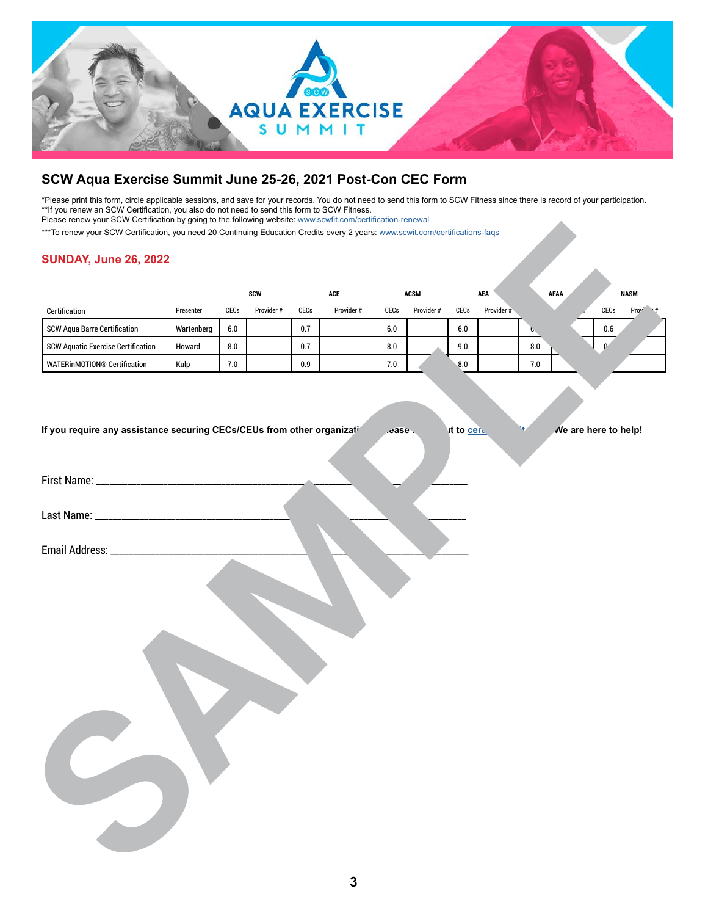## SCW Aqua Exercise Summit June 25-26, 2021 Post-Con CEC Form

*Please print this form, circle applicable sessions, and save for your records. You do not need to send this form to SCW Fitness since there is record of your participation.
**If you renew an SCW Certification, you also do not need to send this form to SCW Fitness.
Please renew your SCW Certification by going to the following website: www.scwfit.com/certification-renewal
***To renew your SCW Certification, you need 20 Continuing Education Credits every 2 years: www.scwit.com/certifications-faqs

### SUNDAY, June 26, 2022

| | | SCW | | ACE | | ACSM | | AEA | | AFAA | | NASM | |
|---|---|---|---|---|---|---|---|---|---|---|---|---|---|
| Certification | Presenter | CECs | Provider # | CECs | Provider # | CECs | Provider # | CECs | Provider # | CECs | Provider # | CECs | Provider # |
| SCW Aqua Barre Certification | Wartenberg | 6.0 | | 0.7 | | 6.0 | | 6.0 | | 6. | | 0.6 | |
| SCW Aquatic Exercise Certification | Howard | 8.0 | | 0.7 | | 8.0 | | 9.0 | | 8.0 | | 0. | |
| WATERinMOTION® Certification | Kulp | 7.0 | | 0.9 | | 7.0 | | 8.0 | | 7.0 | | | |

**If you require any assistance securing CECs/CEUs from other organizati... ...ease ... ...ut to cer... ...We are here to help!**

First Name: ______________________________________________

Last Name: ______________________________________________

Email Address: ____________________________________________

SAMPLE